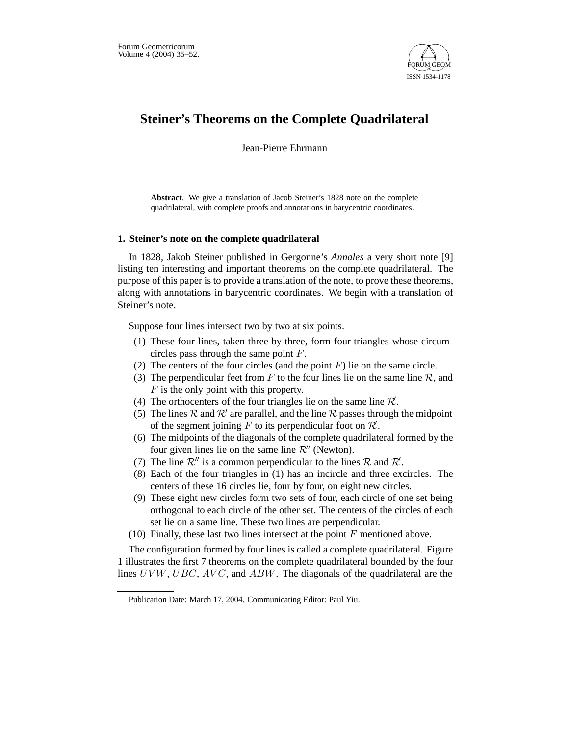# Steiner's Theorems on the Complete Quadrilateral

Jean-Pierre Ehrmann

**Abstract**. We give a translation of Jacob Steiner's 1828 note on the complete quadrilateral, with complete proofs and annotations in barycentric coordinates.

## 1. Steiner's note on the complete quadrilateral

In 1828, Jakob Steiner published in Gergonne's *Annales* a very short note [9] listing ten interesting and important theorems on the complete quadrilateral. The purpose of this paper is to provide a translation of the note, to prove these theorems, along with annotations in barycentric coordinates. We begin with a translation of Steiner's note.

Suppose four lines intersect two by two at six points.

1. These four lines, taken three by three, form four triangles whose circumcircles pass through the same point $F$.
2. The centers of the four circles (and the point $F$) lie on the same circle.
3. The perpendicular feet from $F$ to the four lines lie on the same line $\mathcal{R}$, and $F$ is the only point with this property.
4. The orthocenters of the four triangles lie on the same line $\mathcal{R}'$.
5. The lines $\mathcal{R}$ and $\mathcal{R}'$ are parallel, and the line $\mathcal{R}$ passes through the midpoint of the segment joining $F$ to its perpendicular foot on $\mathcal{R}'$.
6. The midpoints of the diagonals of the complete quadrilateral formed by the four given lines lie on the same line $\mathcal{R}''$ (Newton).
7. The line $\mathcal{R}''$ is a common perpendicular to the lines $\mathcal{R}$ and $\mathcal{R}'$.
8. Each of the four triangles in (1) has an incircle and three excircles. The centers of these 16 circles lie, four by four, on eight new circles.
9. These eight new circles form two sets of four, each circle of one set being orthogonal to each circle of the other set. The centers of the circles of each set lie on a same line. These two lines are perpendicular.
10. Finally, these last two lines intersect at the point $F$ mentioned above.

The configuration formed by four lines is called a complete quadrilateral. Figure 1 illustrates the first 7 theorems on the complete quadrilateral bounded by the four lines $UVW$, $UBC$, $AVC$, and $ABW$. The diagonals of the quadrilateral are the

Publication Date: March 17, 2004. Communicating Editor: Paul Yiu.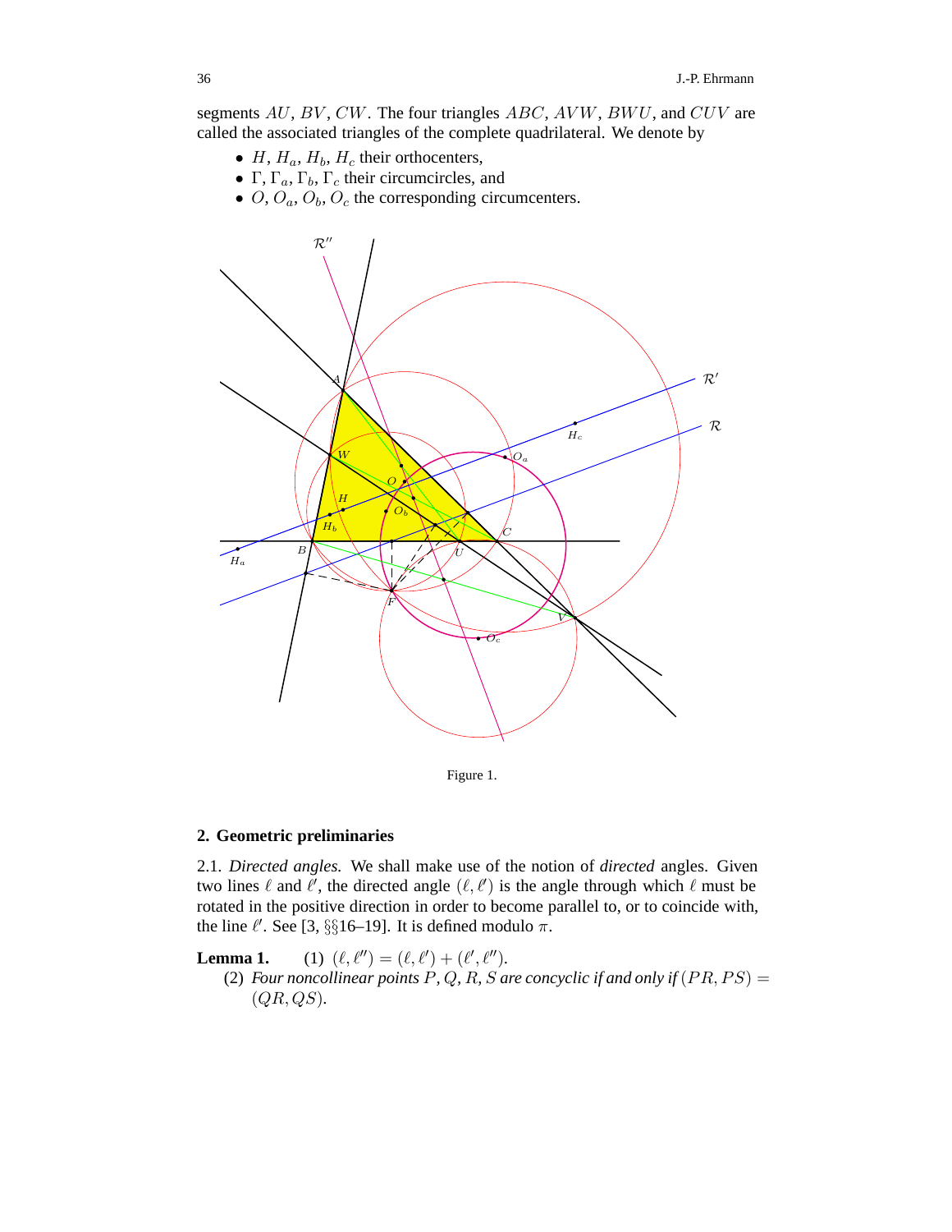segments $AU$, $BV$, $CW$. The four triangles $ABC$, $AVW$, $BWU$, and $CUV$ are called the associated triangles of the complete quadrilateral. We denote by

- $H$, $H_a$, $H_b$, $H_c$ their orthocenters,
- $\Gamma$, $\Gamma_a$, $\Gamma_b$, $\Gamma_c$ their circumcircles, and
- $O$, $O_a$, $O_b$, $O_c$ the corresponding circumcenters.

Figure 1.

## 2. Geometric preliminaries

2.1. *Directed angles.* We shall make use of the notion of *directed* angles. Given two lines $\ell$ and $\ell'$, the directed angle $(\ell, \ell')$ is the angle through which $\ell$ must be rotated in the positive direction in order to become parallel to, or to coincide with, the line $\ell'$. See [3, §§16–19]. It is defined modulo $\pi$.

**Lemma 1.** (1) $(\ell, \ell'') = (\ell, \ell') + (\ell', \ell'')$.

(2) *Four noncollinear points $P$, $Q$, $R$, $S$ are concyclic if and only if $(PR, PS) = (QR, QS)$.*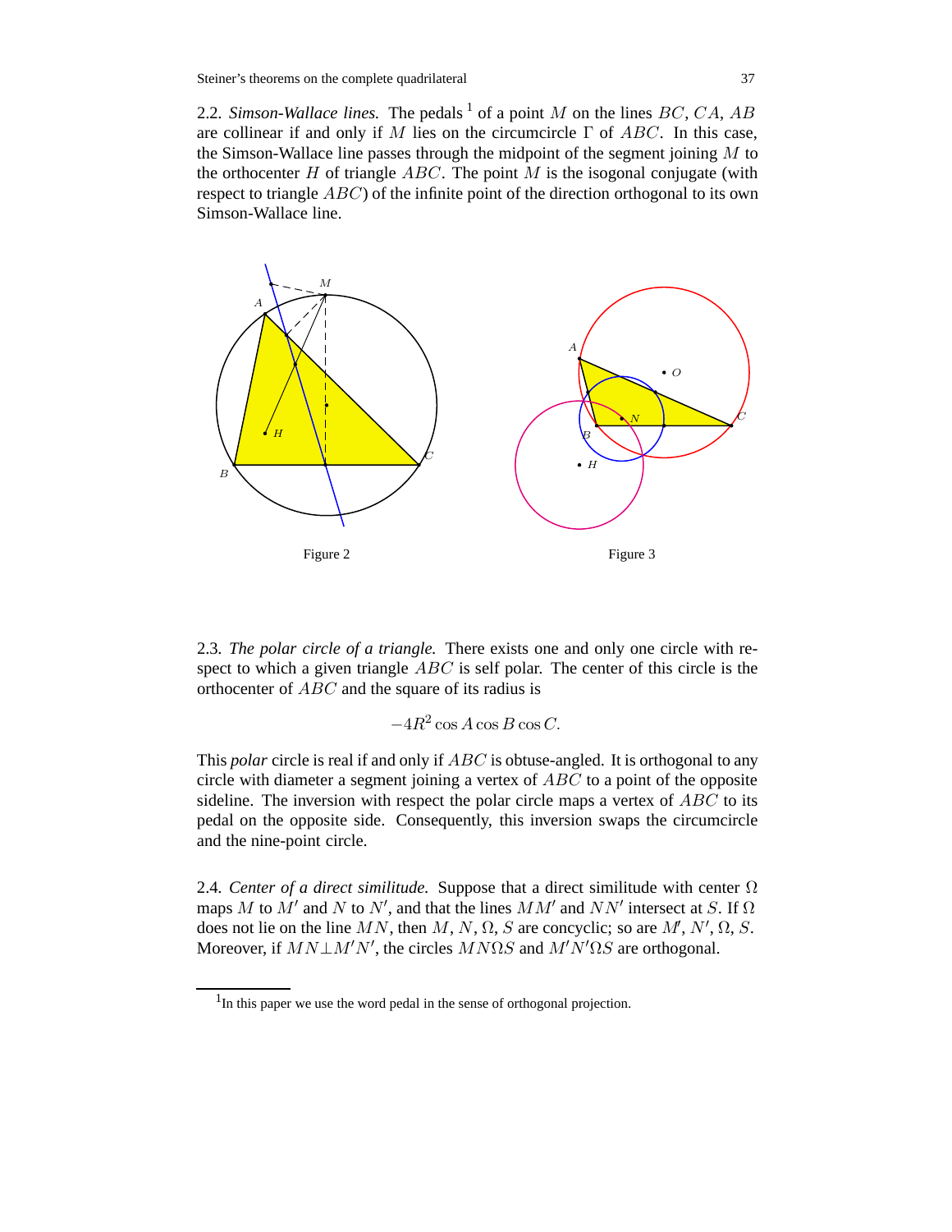2.2. *Simson-Wallace lines.* The pedals [1] of a point $M$ on the lines $BC$, $CA$, $AB$ are collinear if and only if $M$ lies on the circumcircle $\Gamma$ of $ABC$. In this case, the Simson-Wallace line passes through the midpoint of the segment joining $M$ to the orthocenter $H$ of triangle $ABC$. The point $M$ is the isogonal conjugate (with respect to triangle $ABC$) of the infinite point of the direction orthogonal to its own Simson-Wallace line.

Figure 2

Figure 3

2.3. *The polar circle of a triangle.* There exists one and only one circle with respect to which a given triangle $ABC$ is self polar. The center of this circle is the orthocenter of $ABC$ and the square of its radius is

$$-4R^2 \cos A \cos B \cos C.$$

This *polar* circle is real if and only if $ABC$ is obtuse-angled. It is orthogonal to any circle with diameter a segment joining a vertex of $ABC$ to a point of the opposite sideline. The inversion with respect the polar circle maps a vertex of $ABC$ to its pedal on the opposite side. Consequently, this inversion swaps the circumcircle and the nine-point circle.

2.4. *Center of a direct similitude.* Suppose that a direct similitude with center $\Omega$ maps $M$ to $M'$ and $N$ to $N'$, and that the lines $MM'$ and $NN'$ intersect at $S$. If $\Omega$ does not lie on the line $MN$, then $M$, $N$, $\Omega$, $S$ are concyclic; so are $M'$, $N'$, $\Omega$, $S$. Moreover, if $MN \perp M'N'$, the circles $MN\Omega S$ and $M'N'\Omega S$ are orthogonal.

[1] In this paper we use the word pedal in the sense of orthogonal projection.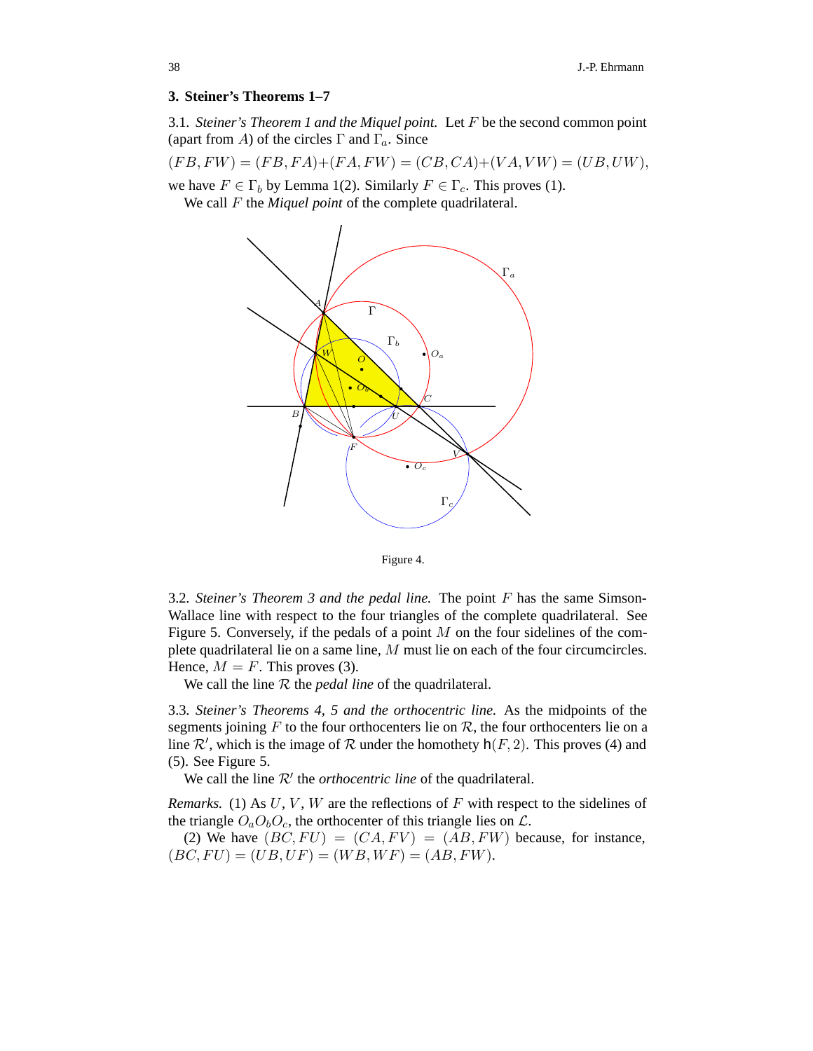## 3. Steiner's Theorems 1–7

3.1. *Steiner's Theorem 1 and the Miquel point.* Let $F$ be the second common point (apart from $A$) of the circles $\Gamma$ and $\Gamma_a$. Since

$$(FB, FW) = (FB, FA) + (FA, FW) = (CB, CA) + (VA, VW) = (UB, UW),$$

we have $F \in \Gamma_b$ by Lemma 1(2). Similarly $F \in \Gamma_c$. This proves (1).

We call $F$ the *Miquel point* of the complete quadrilateral.

Figure 4.

3.2. *Steiner's Theorem 3 and the pedal line.* The point $F$ has the same Simson-Wallace line with respect to the four triangles of the complete quadrilateral. See Figure 5. Conversely, if the pedals of a point $M$ on the four sidelines of the complete quadrilateral lie on a same line, $M$ must lie on each of the four circumcircles. Hence, $M = F$. This proves (3).

We call the line $\mathcal{R}$ the *pedal line* of the quadrilateral.

3.3. *Steiner's Theorems 4, 5 and the orthocentric line.* As the midpoints of the segments joining $F$ to the four orthocenters lie on $\mathcal{R}$, the four orthocenters lie on a line $\mathcal{R}'$, which is the image of $\mathcal{R}$ under the homothety $\mathsf{h}(F, 2)$. This proves (4) and (5). See Figure 5.

We call the line $\mathcal{R}'$ the *orthocentric line* of the quadrilateral.

*Remarks.* (1) As $U$, $V$, $W$ are the reflections of $F$ with respect to the sidelines of the triangle $O_aO_bO_c$, the orthocenter of this triangle lies on $\mathcal{L}$.

(2) We have $(BC, FU) = (CA, FV) = (AB, FW)$ because, for instance, $(BC, FU) = (UB, UF) = (WB, WF) = (AB, FW)$.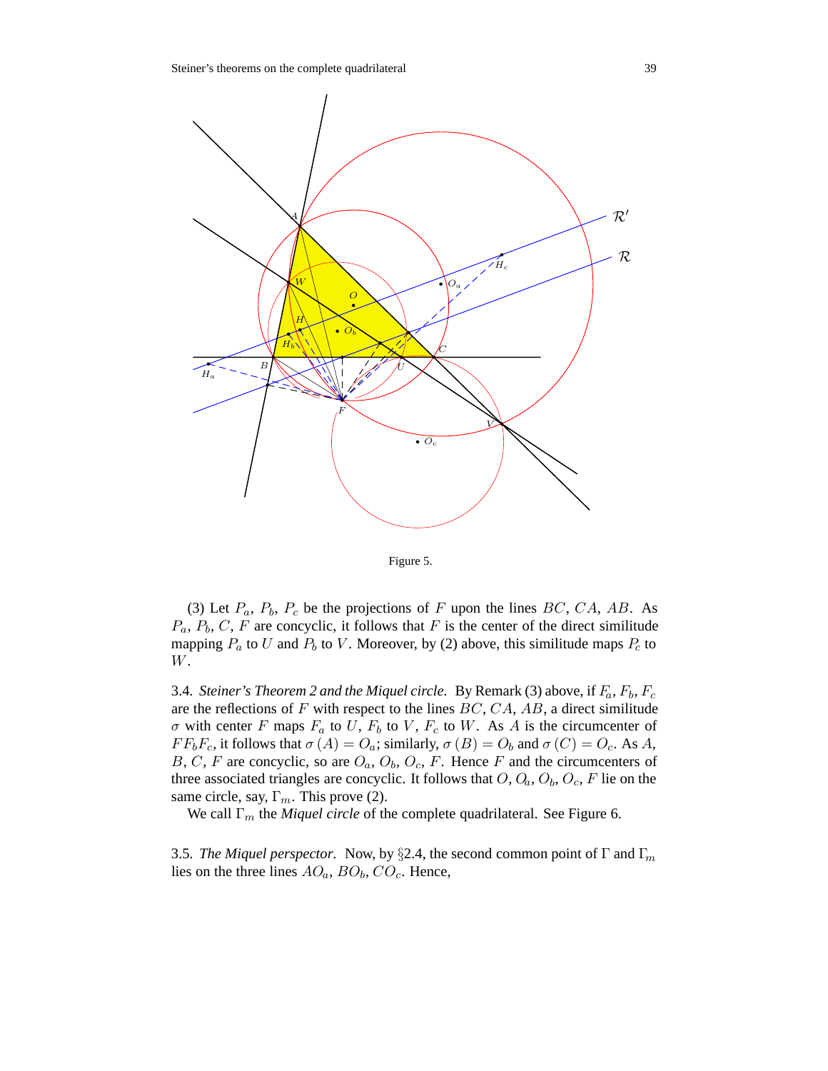Figure 5.

(3) Let $P_a$, $P_b$, $P_c$ be the projections of $F$ upon the lines $BC$, $CA$, $AB$. As $P_a$, $P_b$, $C$, $F$ are concyclic, it follows that $F$ is the center of the direct similitude mapping $P_a$ to $U$ and $P_b$ to $V$. Moreover, by (2) above, this similitude maps $P_c$ to $W$.

3.4. *Steiner's Theorem 2 and the Miquel circle.* By Remark (3) above, if $F_a$, $F_b$, $F_c$ are the reflections of $F$ with respect to the lines $BC$, $CA$, $AB$, a direct similitude $\sigma$ with center $F$ maps $F_a$ to $U$, $F_b$ to $V$, $F_c$ to $W$. As $A$ is the circumcenter of $FF_bF_c$, it follows that $\sigma(A) = O_a$; similarly, $\sigma(B) = O_b$ and $\sigma(C) = O_c$. As $A$, $B$, $C$, $F$ are concyclic, so are $O_a$, $O_b$, $O_c$, $F$. Hence $F$ and the circumcenters of three associated triangles are concyclic. It follows that $O$, $O_a$, $O_b$, $O_c$, $F$ lie on the same circle, say, $\Gamma_m$. This prove (2).

We call $\Gamma_m$ the *Miquel circle* of the complete quadrilateral. See Figure 6.

3.5. *The Miquel perspector.* Now, by §2.4, the second common point of $\Gamma$ and $\Gamma_m$ lies on the three lines $AO_a$, $BO_b$, $CO_c$. Hence,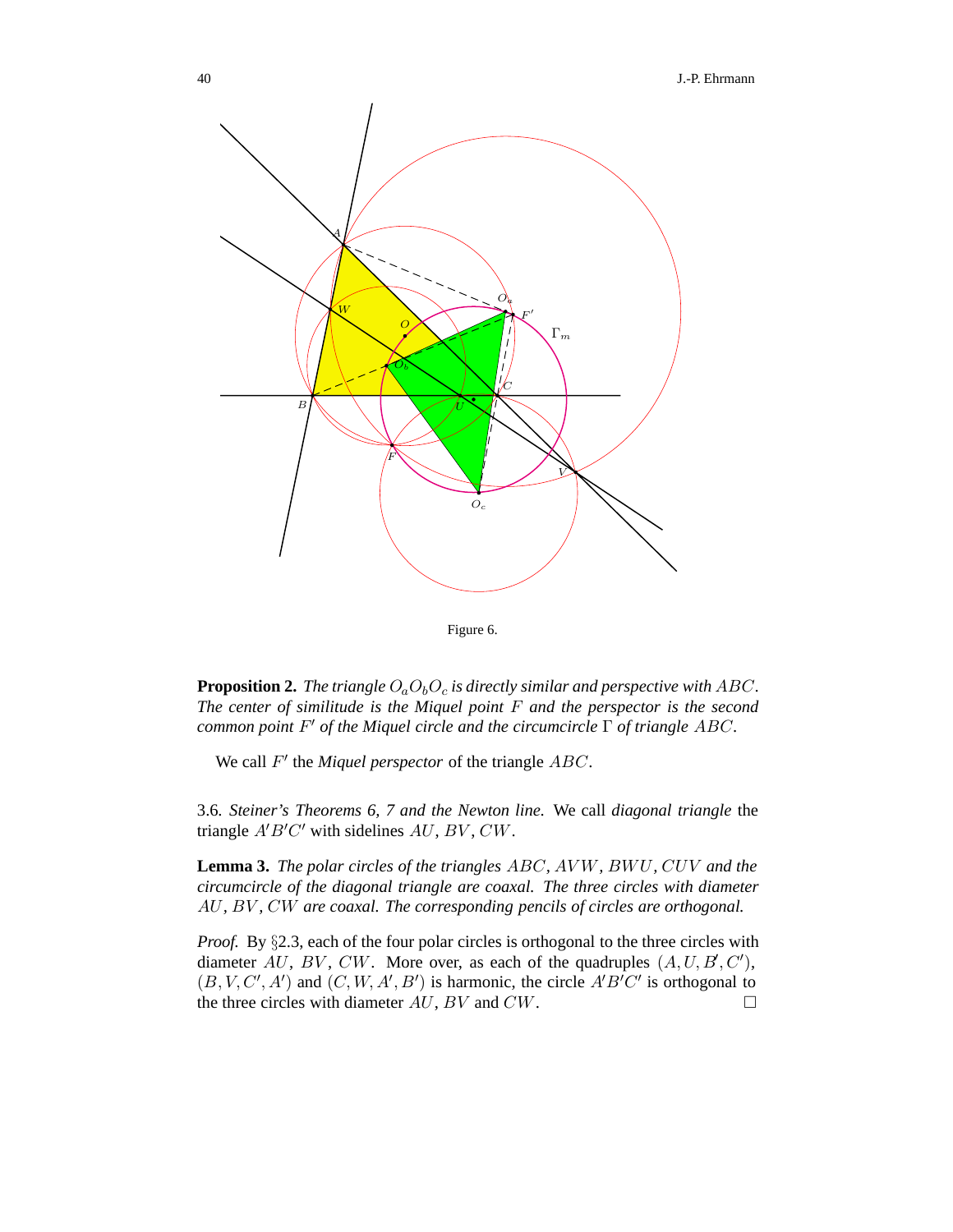Figure 6.

**Proposition 2.** *The triangle $O_aO_bO_c$ is directly similar and perspective with $ABC$. The center of similitude is the Miquel point $F$ and the perspector is the second common point $F'$ of the Miquel circle and the circumcircle $\Gamma$ of triangle $ABC$.*

We call $F'$ the *Miquel perspector* of the triangle $ABC$.

3.6. *Steiner's Theorems 6, 7 and the Newton line.* We call *diagonal triangle* the triangle $A'B'C'$ with sidelines $AU$, $BV$, $CW$.

**Lemma 3.** *The polar circles of the triangles $ABC$, $AVW$, $BWU$, $CUV$ and the circumcircle of the diagonal triangle are coaxal. The three circles with diameter $AU$, $BV$, $CW$ are coaxal. The corresponding pencils of circles are orthogonal.*

*Proof.* By §2.3, each of the four polar circles is orthogonal to the three circles with diameter $AU$, $BV$, $CW$. More over, as each of the quadruples $(A, U, B', C')$, $(B, V, C', A')$ and $(C, W, A', B')$ is harmonic, the circle $A'B'C'$ is orthogonal to the three circles with diameter $AU$, $BV$ and $CW$. □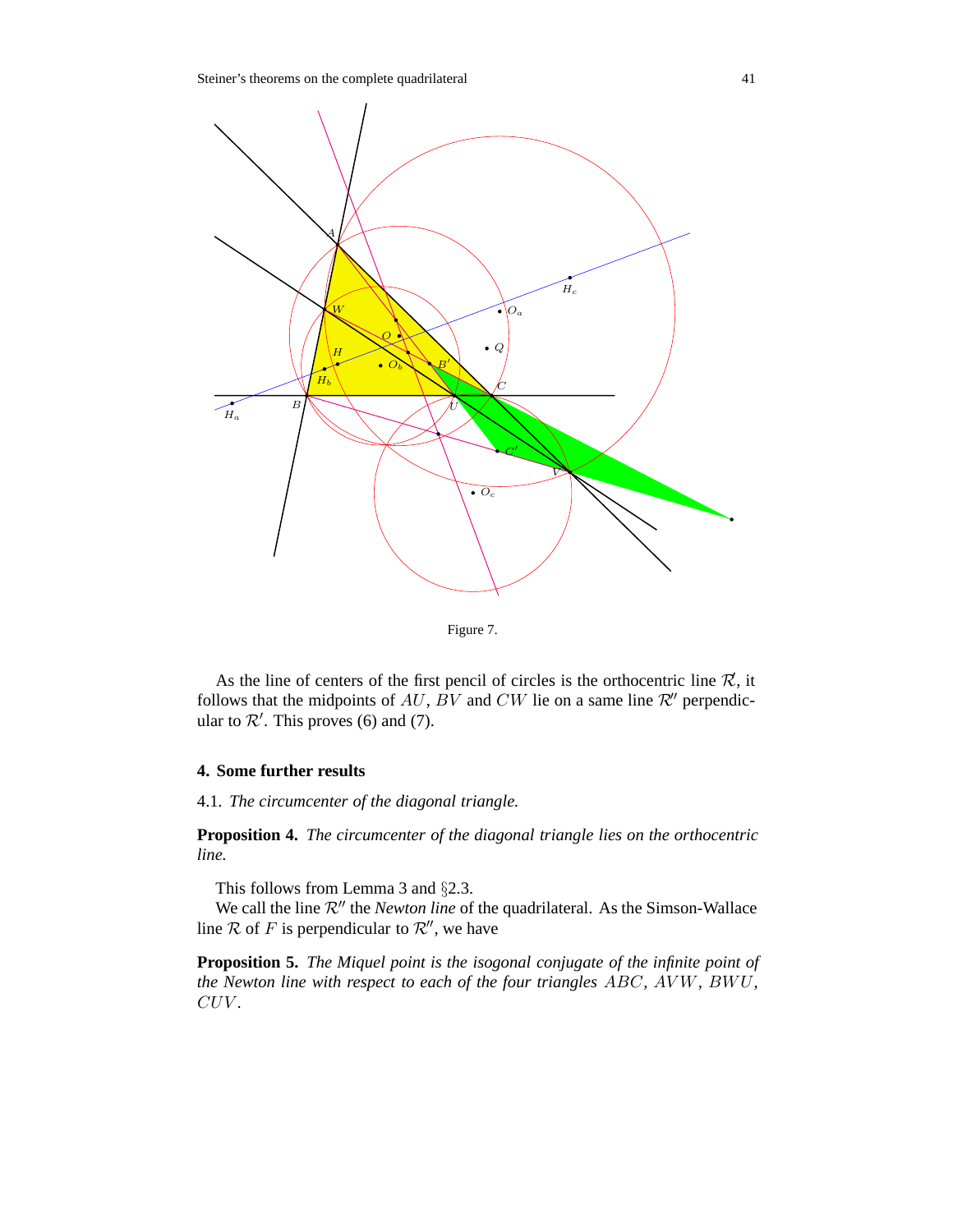Figure 7.

As the line of centers of the first pencil of circles is the orthocentric line $\mathcal{R}'$, it follows that the midpoints of $AU$, $BV$ and $CW$ lie on a same line $\mathcal{R}''$ perpendicular to $\mathcal{R}'$. This proves (6) and (7).

## 4. Some further results

4.1. *The circumcenter of the diagonal triangle.*

**Proposition 4.** *The circumcenter of the diagonal triangle lies on the orthocentric line.*

This follows from Lemma 3 and §2.3.

We call the line $\mathcal{R}''$ the *Newton line* of the quadrilateral. As the Simson-Wallace line $\mathcal{R}$ of $F$ is perpendicular to $\mathcal{R}''$, we have

**Proposition 5.** *The Miquel point is the isogonal conjugate of the infinite point of the Newton line with respect to each of the four triangles $ABC$, $AVW$, $BWU$, $CUV$.*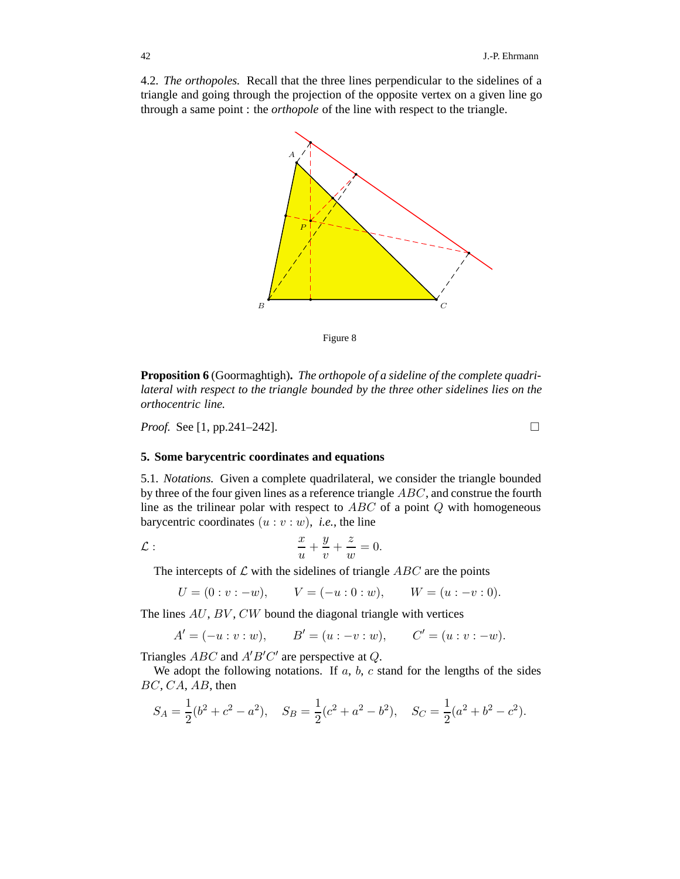4.2. *The orthopoles.* Recall that the three lines perpendicular to the sidelines of a triangle and going through the projection of the opposite vertex on a given line go through a same point : the *orthopole* of the line with respect to the triangle.

Figure 8

**Proposition 6** (Goormaghtigh)**.** *The orthopole of a sideline of the complete quadrilateral with respect to the triangle bounded by the three other sidelines lies on the orthocentric line.*

*Proof.* See [1, pp.241–242]. □

## 5. Some barycentric coordinates and equations

5.1. *Notations.* Given a complete quadrilateral, we consider the triangle bounded by three of the four given lines as a reference triangle $ABC$, and construe the fourth line as the trilinear polar with respect to $ABC$ of a point $Q$ with homogeneous barycentric coordinates $(u : v : w)$, *i.e.*, the line

$$\mathcal{L} : \qquad \frac{x}{u} + \frac{y}{v} + \frac{z}{w} = 0.$$

The intercepts of $\mathcal{L}$ with the sidelines of triangle $ABC$ are the points

$$U = (0 : v : -w), \qquad V = (-u : 0 : w), \qquad W = (u : -v : 0).$$

The lines $AU$, $BV$, $CW$ bound the diagonal triangle with vertices

$$A' = (-u : v : w), \qquad B' = (u : -v : w), \qquad C' = (u : v : -w).$$

Triangles $ABC$ and $A'B'C'$ are perspective at $Q$.

We adopt the following notations. If $a$, $b$, $c$ stand for the lengths of the sides $BC$, $CA$, $AB$, then

$$S_A = \frac{1}{2}(b^2 + c^2 - a^2), \quad S_B = \frac{1}{2}(c^2 + a^2 - b^2), \quad S_C = \frac{1}{2}(a^2 + b^2 - c^2).$$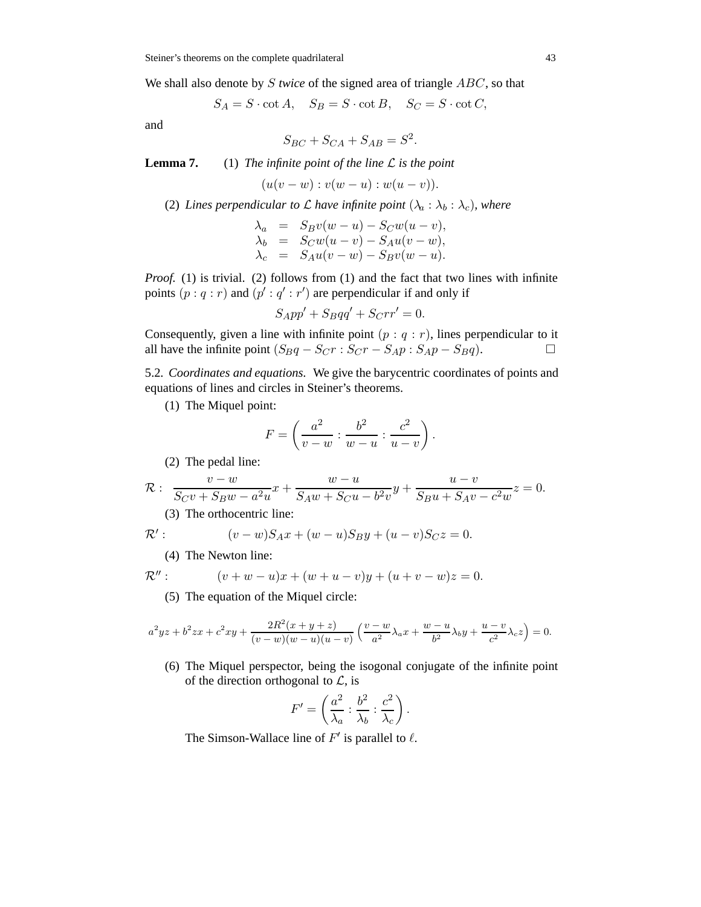We shall also denote by $S$ *twice* of the signed area of triangle $ABC$, so that

$$S_A = S \cdot \cot A, \quad S_B = S \cdot \cot B, \quad S_C = S \cdot \cot C,$$

and

$$S_{BC} + S_{CA} + S_{AB} = S^2.$$

**Lemma 7.** (1) *The infinite point of the line $\mathcal{L}$ is the point*

$$(u(v-w) : v(w-u) : w(u-v)).$$

(2) *Lines perpendicular to $\mathcal{L}$ have infinite point $(\lambda_a : \lambda_b : \lambda_c)$, where*

$$\begin{aligned}
\lambda_a &= S_B v(w-u) - S_C w(u-v), \\
\lambda_b &= S_C w(u-v) - S_A u(v-w), \\
\lambda_c &= S_A u(v-w) - S_B v(w-u).
\end{aligned}$$

*Proof.* (1) is trivial. (2) follows from (1) and the fact that two lines with infinite points $(p : q : r)$ and $(p' : q' : r')$ are perpendicular if and only if

$$S_A pp' + S_B qq' + S_C rr' = 0.$$

Consequently, given a line with infinite point $(p : q : r)$, lines perpendicular to it all have the infinite point $(S_B q - S_C r : S_C r - S_A p : S_A p - S_B q)$. $\square$

5.2. *Coordinates and equations.* We give the barycentric coordinates of points and equations of lines and circles in Steiner's theorems.

(1) The Miquel point:

$$F = \left( \frac{a^2}{v-w} : \frac{b^2}{w-u} : \frac{c^2}{u-v} \right).$$

(2) The pedal line:

$$\mathcal{R} : \quad \frac{v-w}{S_C v + S_B w - a^2 u} x + \frac{w-u}{S_A w + S_C u - b^2 v} y + \frac{u-v}{S_B u + S_A v - c^2 w} z = 0.$$

(3) The orthocentric line:

$$\mathcal{R}' : \qquad (v-w) S_A x + (w-u) S_B y + (u-v) S_C z = 0.$$

(4) The Newton line:

$$\mathcal{R}'' : \qquad (v+w-u)x + (w+u-v)y + (u+v-w)z = 0.$$

(5) The equation of the Miquel circle:

$$a^2 yz + b^2 zx + c^2 xy + \frac{2R^2(x+y+z)}{(v-w)(w-u)(u-v)} \left( \frac{v-w}{a^2} \lambda_a x + \frac{w-u}{b^2} \lambda_b y + \frac{u-v}{c^2} \lambda_c z \right) = 0.$$

(6) The Miquel perspector, being the isogonal conjugate of the infinite point of the direction orthogonal to $\mathcal{L}$, is

$$F' = \left( \frac{a^2}{\lambda_a} : \frac{b^2}{\lambda_b} : \frac{c^2}{\lambda_c} \right).$$

The Simson-Wallace line of $F'$ is parallel to $\ell$.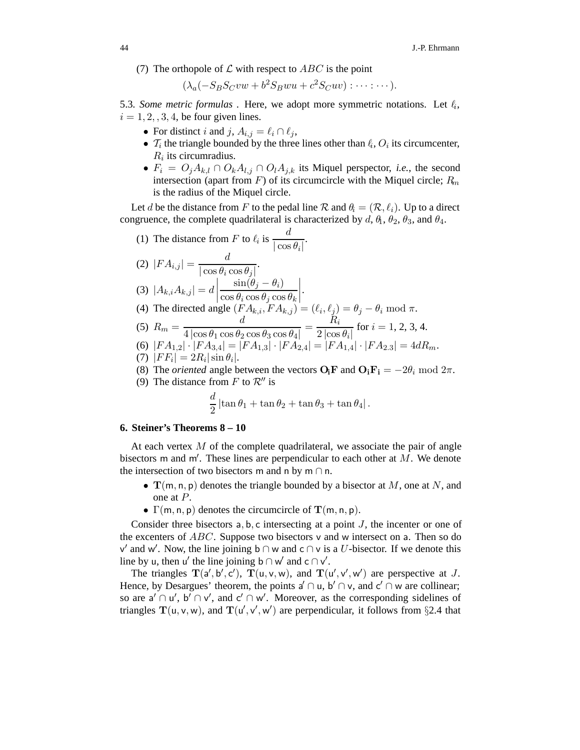(7) The orthopole of $\mathcal{L}$ with respect to $ABC$ is the point

$$(\lambda_a(-S_BS_Cvw + b^2S_Bwu + c^2S_Cuv) : \cdots : \cdots).$$

5.3. *Some metric formulas* . Here, we adopt more symmetric notations. Let $\ell_i$, $i = 1, 2, , 3, 4$, be four given lines.

- For distinct $i$ and $j$, $A_{i,j} = \ell_i \cap \ell_j$,
- $\mathcal{T}_i$ the triangle bounded by the three lines other than $\ell_i$, $O_i$ its circumcenter, $R_i$ its circumradius.
- $F_i = O_jA_{k,l} \cap O_kA_{l,j} \cap O_lA_{j,k}$ its Miquel perspector, *i.e.*, the second intersection (apart from $F$) of its circumcircle with the Miquel circle; $R_m$ is the radius of the Miquel circle.

Let $d$ be the distance from $F$ to the pedal line $\mathcal{R}$ and $\theta_i = (\mathcal{R}, \ell_i)$. Up to a direct congruence, the complete quadrilateral is characterized by $d$, $\theta_1$, $\theta_2$, $\theta_3$, and $\theta_4$.

(1) The distance from $F$ to $\ell_i$ is $\dfrac{d}{|\cos\theta_i|}$.

(2) $|FA_{i,j}| = \dfrac{d}{|\cos\theta_i \cos\theta_j|}$.

(3) $|A_{k,i}A_{k,j}| = d\left|\dfrac{\sin(\theta_j - \theta_i)}{\cos\theta_i\cos\theta_j\cos\theta_k}\right|$.

(4) The directed angle $(FA_{k,i}, FA_{k,j}) = (\ell_i, \ell_j) = \theta_j - \theta_i \mod \pi$.

(5) $R_m = \dfrac{d}{4\,|\cos\theta_1\cos\theta_2\cos\theta_3\cos\theta_4|} = \dfrac{R_i}{2\,|\cos\theta_i|}$ for $i = 1, 2, 3, 4$.

(6) $|FA_{1,2}| \cdot |FA_{3,4}| = |FA_{1,3}| \cdot |FA_{2,4}| = |FA_{1,4}| \cdot |FA_{2.3}| = 4dR_m$.

(7) $|FF_i| = 2R_i|\sin\theta_i|$.

(8) The *oriented* angle between the vectors $\mathbf{O_iF}$ and $\mathbf{O_iF_i} = -2\theta_i \mod 2\pi$.

(9) The distance from $F$ to $\mathcal{R}''$ is

$$\frac{d}{2}\left|\tan\theta_1 + \tan\theta_2 + \tan\theta_3 + \tan\theta_4\right|.$$

## 6. Steiner's Theorems 8 – 10

At each vertex $M$ of the complete quadrilateral, we associate the pair of angle bisectors $\mathsf{m}$ and $\mathsf{m}'$. These lines are perpendicular to each other at $M$. We denote the intersection of two bisectors $\mathsf{m}$ and $\mathsf{n}$ by $\mathsf{m} \cap \mathsf{n}$.

- $\mathbf{T}(\mathsf{m}, \mathsf{n}, \mathsf{p})$ denotes the triangle bounded by a bisector at $M$, one at $N$, and one at $P$.
- $\Gamma(\mathsf{m}, \mathsf{n}, \mathsf{p})$ denotes the circumcircle of $\mathbf{T}(\mathsf{m}, \mathsf{n}, \mathsf{p})$.

Consider three bisectors $\mathsf{a}, \mathsf{b}, \mathsf{c}$ intersecting at a point $J$, the incenter or one of the excenters of $ABC$. Suppose two bisectors $\mathsf{v}$ and $\mathsf{w}$ intersect on $\mathsf{a}$. Then so do $\mathsf{v}'$ and $\mathsf{w}'$. Now, the line joining $\mathsf{b} \cap \mathsf{w}$ and $\mathsf{c} \cap \mathsf{v}$ is a $U$-bisector. If we denote this line by $\mathsf{u}$, then $\mathsf{u}'$ the line joining $\mathsf{b} \cap \mathsf{w}'$ and $\mathsf{c} \cap \mathsf{v}'$.

The triangles $\mathbf{T}(\mathsf{a}', \mathsf{b}', \mathsf{c}')$, $\mathbf{T}(\mathsf{u}, \mathsf{v}, \mathsf{w})$, and $\mathbf{T}(\mathsf{u}', \mathsf{v}', \mathsf{w}')$ are perspective at $J$. Hence, by Desargues' theorem, the points $\mathsf{a}' \cap \mathsf{u}$, $\mathsf{b}' \cap \mathsf{v}$, and $\mathsf{c}' \cap \mathsf{w}$ are collinear; so are $\mathsf{a}' \cap \mathsf{u}'$, $\mathsf{b}' \cap \mathsf{v}'$, and $\mathsf{c}' \cap \mathsf{w}'$. Moreover, as the corresponding sidelines of triangles $\mathbf{T}(\mathsf{u}, \mathsf{v}, \mathsf{w})$, and $\mathbf{T}(\mathsf{u}', \mathsf{v}', \mathsf{w}')$ are perpendicular, it follows from §2.4 that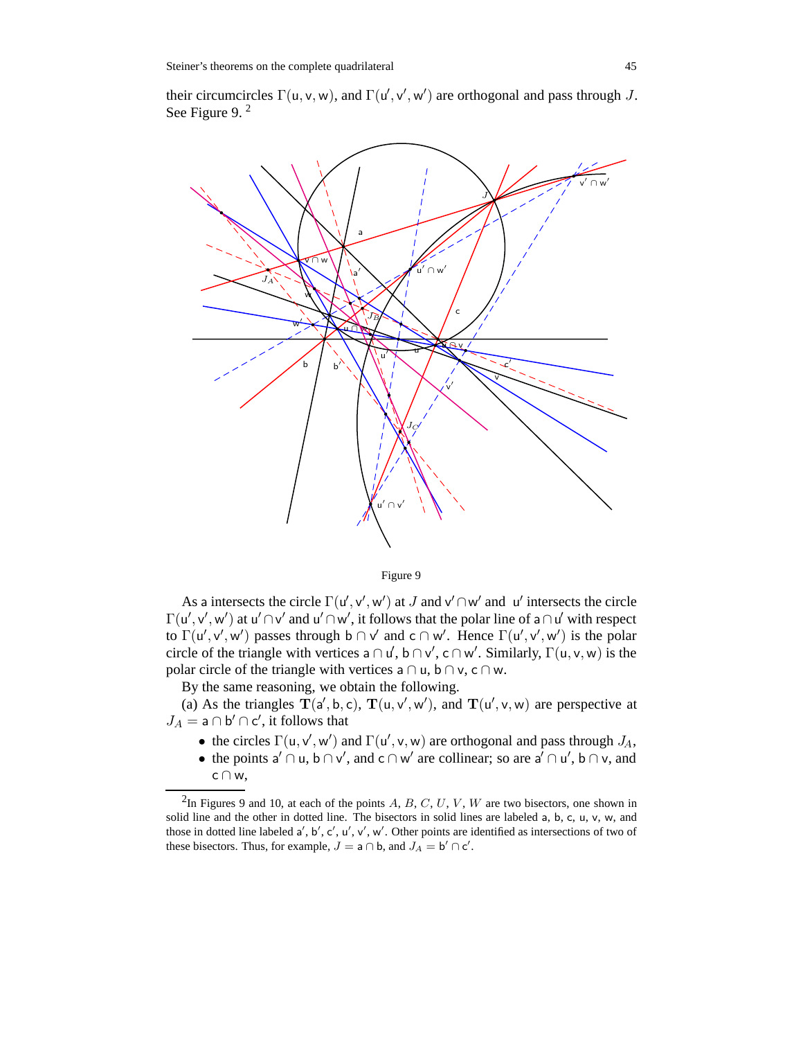their circumcircles $\Gamma(\mathsf{u}, \mathsf{v}, \mathsf{w})$, and $\Gamma(\mathsf{u}', \mathsf{v}', \mathsf{w}')$ are orthogonal and pass through $J$. See Figure 9. [2]

Figure 9

As $\mathsf{a}$ intersects the circle $\Gamma(\mathsf{u}', \mathsf{v}', \mathsf{w}')$ at $J$ and $\mathsf{v}' \cap \mathsf{w}'$ and $\mathsf{u}'$ intersects the circle $\Gamma(\mathsf{u}', \mathsf{v}', \mathsf{w}')$ at $\mathsf{u}' \cap \mathsf{v}'$ and $\mathsf{u}' \cap \mathsf{w}'$, it follows that the polar line of $\mathsf{a} \cap \mathsf{u}'$ with respect to $\Gamma(\mathsf{u}', \mathsf{v}', \mathsf{w}')$ passes through $\mathsf{b} \cap \mathsf{v}'$ and $\mathsf{c} \cap \mathsf{w}'$. Hence $\Gamma(\mathsf{u}', \mathsf{v}', \mathsf{w}')$ is the polar circle of the triangle with vertices $\mathsf{a} \cap \mathsf{u}'$, $\mathsf{b} \cap \mathsf{v}'$, $\mathsf{c} \cap \mathsf{w}'$. Similarly, $\Gamma(\mathsf{u}, \mathsf{v}, \mathsf{w})$ is the polar circle of the triangle with vertices $\mathsf{a} \cap \mathsf{u}$, $\mathsf{b} \cap \mathsf{v}$, $\mathsf{c} \cap \mathsf{w}$.

By the same reasoning, we obtain the following.

(a) As the triangles $\mathbf{T}(\mathsf{a}', \mathsf{b}, \mathsf{c})$, $\mathbf{T}(\mathsf{u}, \mathsf{v}', \mathsf{w}')$, and $\mathbf{T}(\mathsf{u}', \mathsf{v}, \mathsf{w})$ are perspective at $J_A = \mathsf{a} \cap \mathsf{b}' \cap \mathsf{c}'$, it follows that

- the circles $\Gamma(\mathsf{u}, \mathsf{v}', \mathsf{w}')$ and $\Gamma(\mathsf{u}', \mathsf{v}, \mathsf{w})$ are orthogonal and pass through $J_A$,
- the points $\mathsf{a}' \cap \mathsf{u}$, $\mathsf{b} \cap \mathsf{v}'$, and $\mathsf{c} \cap \mathsf{w}'$ are collinear; so are $\mathsf{a}' \cap \mathsf{u}'$, $\mathsf{b} \cap \mathsf{v}$, and $\mathsf{c} \cap \mathsf{w}$,

[2] In Figures 9 and 10, at each of the points $A$, $B$, $C$, $U$, $V$, $W$ are two bisectors, one shown in solid line and the other in dotted line. The bisectors in solid lines are labeled $\mathsf{a}$, $\mathsf{b}$, $\mathsf{c}$, $\mathsf{u}$, $\mathsf{v}$, $\mathsf{w}$, and those in dotted line labeled $\mathsf{a}'$, $\mathsf{b}'$, $\mathsf{c}'$, $\mathsf{u}'$, $\mathsf{v}'$, $\mathsf{w}'$. Other points are identified as intersections of two of these bisectors. Thus, for example, $J = \mathsf{a} \cap \mathsf{b}$, and $J_A = \mathsf{b}' \cap \mathsf{c}'$.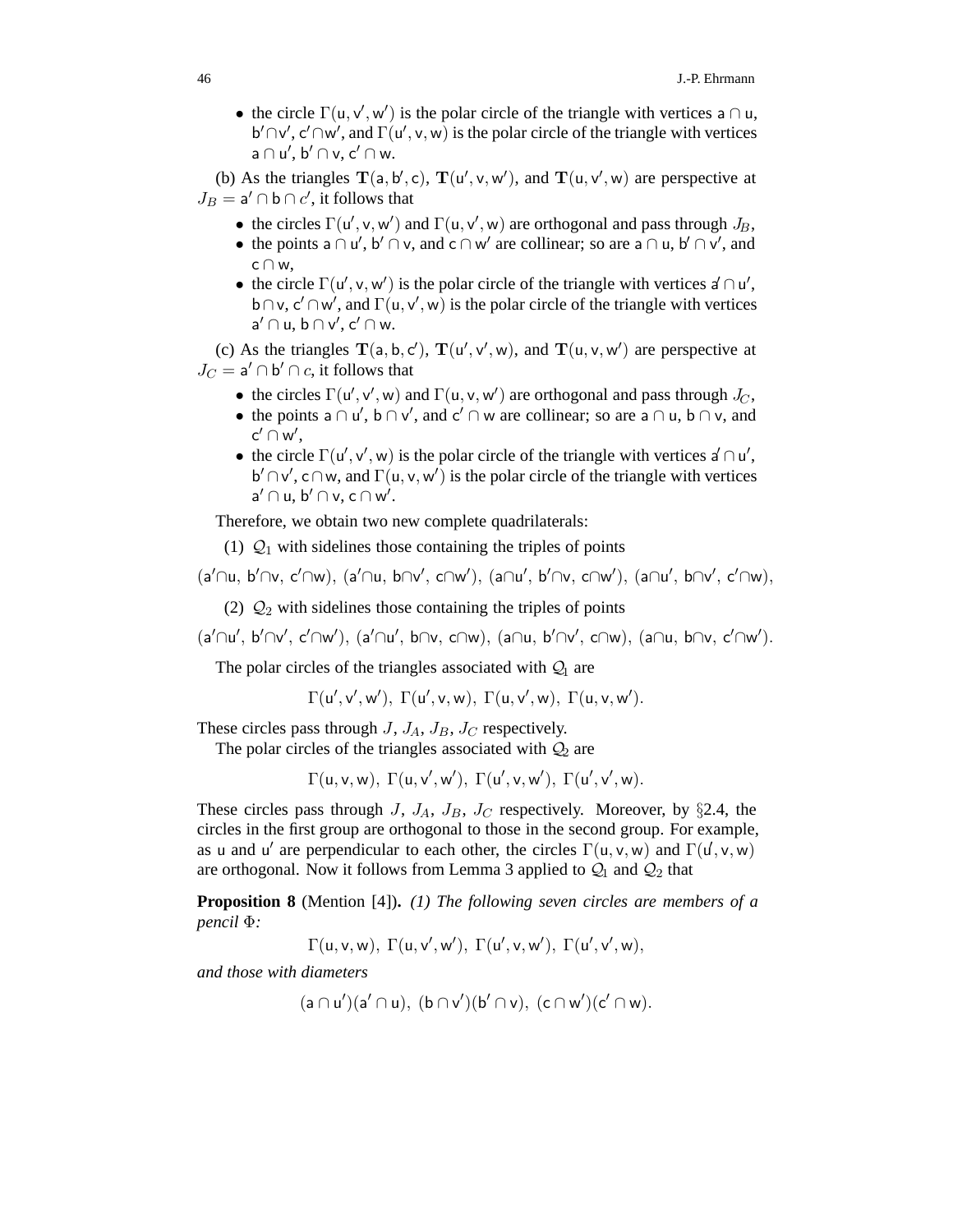- the circle $\Gamma(\mathsf{u}, \mathsf{v}', \mathsf{w}')$ is the polar circle of the triangle with vertices $\mathsf{a} \cap \mathsf{u}$, $\mathsf{b}' \cap \mathsf{v}'$, $\mathsf{c}' \cap \mathsf{w}'$, and $\Gamma(\mathsf{u}', \mathsf{v}, \mathsf{w})$ is the polar circle of the triangle with vertices $\mathsf{a} \cap \mathsf{u}'$, $\mathsf{b}' \cap \mathsf{v}$, $\mathsf{c}' \cap \mathsf{w}$.

(b) As the triangles $\mathbf{T}(\mathsf{a}, \mathsf{b}', \mathsf{c})$, $\mathbf{T}(\mathsf{u}', \mathsf{v}, \mathsf{w}')$, and $\mathbf{T}(\mathsf{u}, \mathsf{v}', \mathsf{w})$ are perspective at $J_B = \mathsf{a}' \cap \mathsf{b} \cap c'$, it follows that

- the circles $\Gamma(\mathsf{u}', \mathsf{v}, \mathsf{w}')$ and $\Gamma(\mathsf{u}, \mathsf{v}', \mathsf{w})$ are orthogonal and pass through $J_B$,
- the points $\mathsf{a} \cap \mathsf{u}'$, $\mathsf{b}' \cap \mathsf{v}$, and $\mathsf{c} \cap \mathsf{w}'$ are collinear; so are $\mathsf{a} \cap \mathsf{u}$, $\mathsf{b}' \cap \mathsf{v}'$, and $\mathsf{c} \cap \mathsf{w}$,
- the circle $\Gamma(\mathsf{u}', \mathsf{v}, \mathsf{w}')$ is the polar circle of the triangle with vertices $\mathsf{a}' \cap \mathsf{u}'$, $\mathsf{b} \cap \mathsf{v}$, $\mathsf{c}' \cap \mathsf{w}'$, and $\Gamma(\mathsf{u}, \mathsf{v}', \mathsf{w})$ is the polar circle of the triangle with vertices $\mathsf{a}' \cap \mathsf{u}$, $\mathsf{b} \cap \mathsf{v}'$, $\mathsf{c}' \cap \mathsf{w}$.

(c) As the triangles $\mathbf{T}(\mathsf{a}, \mathsf{b}, \mathsf{c}')$, $\mathbf{T}(\mathsf{u}', \mathsf{v}', \mathsf{w})$, and $\mathbf{T}(\mathsf{u}, \mathsf{v}, \mathsf{w}')$ are perspective at $J_C = \mathsf{a}' \cap \mathsf{b}' \cap c$, it follows that

- the circles $\Gamma(\mathsf{u}', \mathsf{v}', \mathsf{w})$ and $\Gamma(\mathsf{u}, \mathsf{v}, \mathsf{w}')$ are orthogonal and pass through $J_C$,
- the points $\mathsf{a} \cap \mathsf{u}'$, $\mathsf{b} \cap \mathsf{v}'$, and $\mathsf{c}' \cap \mathsf{w}$ are collinear; so are $\mathsf{a} \cap \mathsf{u}$, $\mathsf{b} \cap \mathsf{v}$, and $\mathsf{c}' \cap \mathsf{w}'$,
- the circle $\Gamma(\mathsf{u}', \mathsf{v}', \mathsf{w})$ is the polar circle of the triangle with vertices $\mathsf{a}' \cap \mathsf{u}'$, $\mathsf{b}' \cap \mathsf{v}'$, $\mathsf{c} \cap \mathsf{w}$, and $\Gamma(\mathsf{u}, \mathsf{v}, \mathsf{w}')$ is the polar circle of the triangle with vertices $\mathsf{a}' \cap \mathsf{u}$, $\mathsf{b}' \cap \mathsf{v}$, $\mathsf{c} \cap \mathsf{w}'$.

Therefore, we obtain two new complete quadrilaterals:

(1) $\mathcal{Q}_1$ with sidelines those containing the triples of points

$$(\mathsf{a}'\cap\mathsf{u},\ \mathsf{b}'\cap\mathsf{v},\ \mathsf{c}'\cap\mathsf{w}),\ (\mathsf{a}'\cap\mathsf{u},\ \mathsf{b}\cap\mathsf{v}',\ \mathsf{c}\cap\mathsf{w}'),\ (\mathsf{a}\cap\mathsf{u}',\ \mathsf{b}'\cap\mathsf{v},\ \mathsf{c}\cap\mathsf{w}'),\ (\mathsf{a}\cap\mathsf{u}',\ \mathsf{b}\cap\mathsf{v}',\ \mathsf{c}'\cap\mathsf{w}),$$

(2) $\mathcal{Q}_2$ with sidelines those containing the triples of points

$$(\mathsf{a}'\cap\mathsf{u}',\ \mathsf{b}'\cap\mathsf{v}',\ \mathsf{c}'\cap\mathsf{w}'),\ (\mathsf{a}'\cap\mathsf{u}',\ \mathsf{b}\cap\mathsf{v},\ \mathsf{c}\cap\mathsf{w}),\ (\mathsf{a}\cap\mathsf{u},\ \mathsf{b}'\cap\mathsf{v}',\ \mathsf{c}\cap\mathsf{w}),\ (\mathsf{a}\cap\mathsf{u},\ \mathsf{b}\cap\mathsf{v},\ \mathsf{c}'\cap\mathsf{w}').$$

The polar circles of the triangles associated with $\mathcal{Q}_1$ are

$$\Gamma(\mathsf{u}', \mathsf{v}', \mathsf{w}'),\ \Gamma(\mathsf{u}', \mathsf{v}, \mathsf{w}),\ \Gamma(\mathsf{u}, \mathsf{v}', \mathsf{w}),\ \Gamma(\mathsf{u}, \mathsf{v}, \mathsf{w}').$$

These circles pass through $J$, $J_A$, $J_B$, $J_C$ respectively.

The polar circles of the triangles associated with $\mathcal{Q}_2$ are

$$\Gamma(\mathsf{u}, \mathsf{v}, \mathsf{w}),\ \Gamma(\mathsf{u}, \mathsf{v}', \mathsf{w}'),\ \Gamma(\mathsf{u}', \mathsf{v}, \mathsf{w}'),\ \Gamma(\mathsf{u}', \mathsf{v}', \mathsf{w}).$$

These circles pass through $J$, $J_A$, $J_B$, $J_C$ respectively. Moreover, by §2.4, the circles in the first group are orthogonal to those in the second group. For example, as $\mathsf{u}$ and $\mathsf{u}'$ are perpendicular to each other, the circles $\Gamma(\mathsf{u}, \mathsf{v}, \mathsf{w})$ and $\Gamma(\mathsf{u}', \mathsf{v}, \mathsf{w})$ are orthogonal. Now it follows from Lemma 3 applied to $\mathcal{Q}_1$ and $\mathcal{Q}_2$ that

**Proposition 8** (Mention [4])**.** *(1) The following seven circles are members of a pencil* $\Phi$*:*

$$\Gamma(\mathsf{u}, \mathsf{v}, \mathsf{w}),\ \Gamma(\mathsf{u}, \mathsf{v}', \mathsf{w}'),\ \Gamma(\mathsf{u}', \mathsf{v}, \mathsf{w}'),\ \Gamma(\mathsf{u}', \mathsf{v}', \mathsf{w}),$$

*and those with diameters*

$$(\mathsf{a} \cap \mathsf{u}')(\mathsf{a}' \cap \mathsf{u}),\ (\mathsf{b} \cap \mathsf{v}')(\mathsf{b}' \cap \mathsf{v}),\ (\mathsf{c} \cap \mathsf{w}')(\mathsf{c}' \cap \mathsf{w}).$$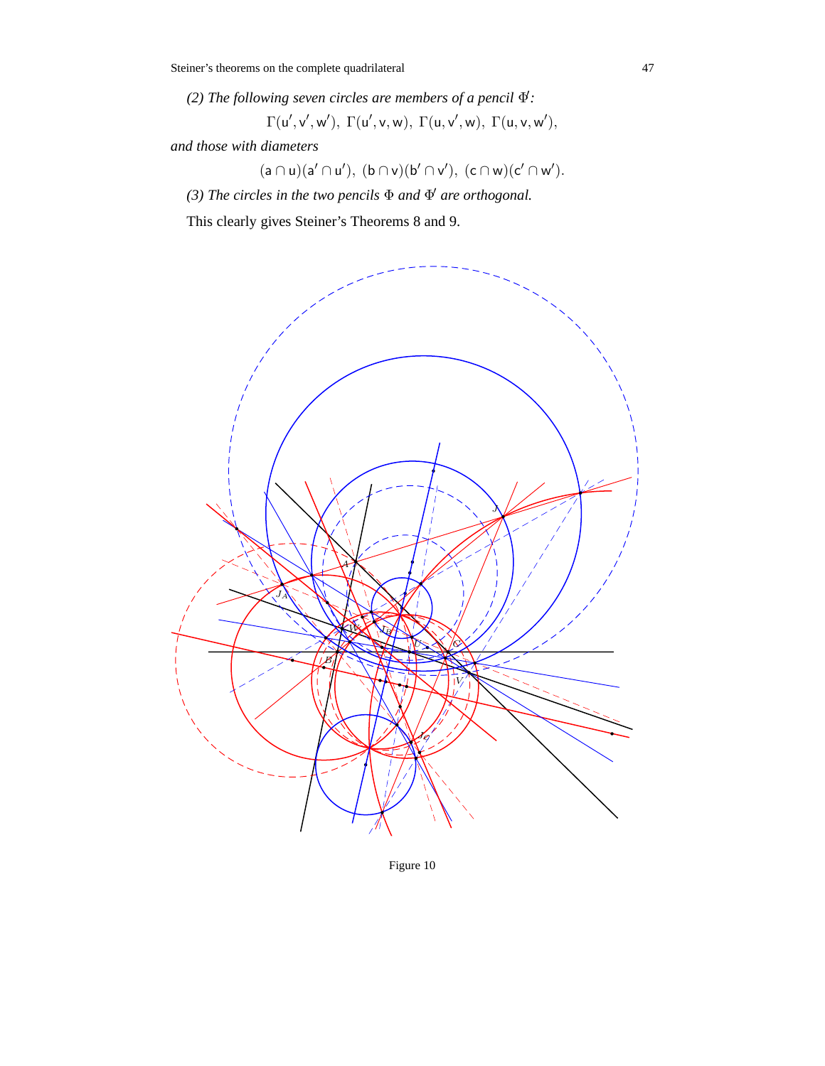*(2) The following seven circles are members of a pencil $\Phi'$:*

$$\Gamma(\mathsf{u}', \mathsf{v}', \mathsf{w}'),\ \Gamma(\mathsf{u}', \mathsf{v}, \mathsf{w}),\ \Gamma(\mathsf{u}, \mathsf{v}', \mathsf{w}),\ \Gamma(\mathsf{u}, \mathsf{v}, \mathsf{w}'),$$

*and those with diameters*

$$(\mathsf{a} \cap \mathsf{u})(\mathsf{a}' \cap \mathsf{u}'),\ (\mathsf{b} \cap \mathsf{v})(\mathsf{b}' \cap \mathsf{v}'),\ (\mathsf{c} \cap \mathsf{w})(\mathsf{c}' \cap \mathsf{w}').$$

*(3) The circles in the two pencils $\Phi$ and $\Phi'$ are orthogonal.*

This clearly gives Steiner's Theorems 8 and 9.

Figure 10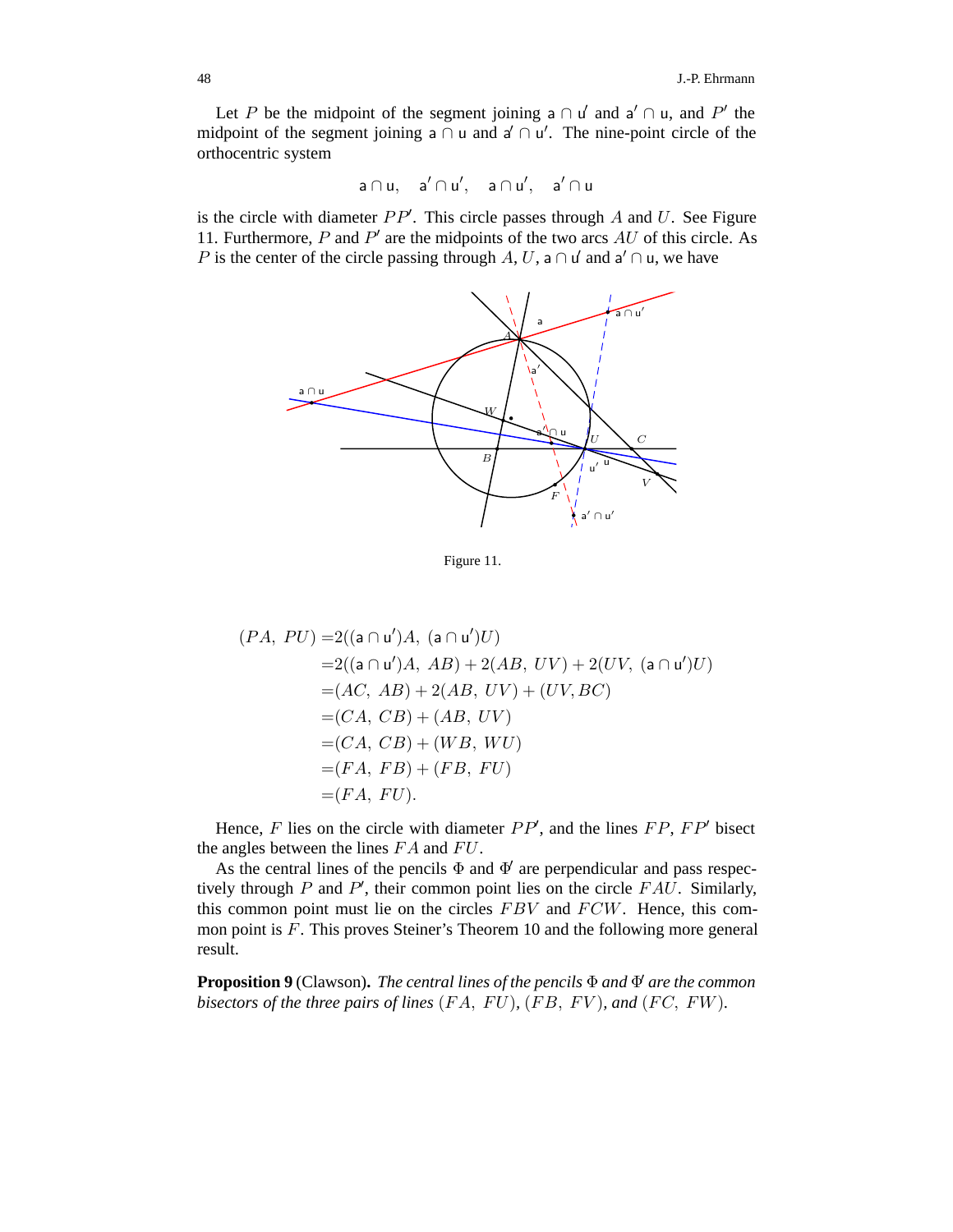Let $P$ be the midpoint of the segment joining $\mathsf{a} \cap \mathsf{u}'$ and $\mathsf{a}' \cap \mathsf{u}$, and $P'$ the midpoint of the segment joining $\mathsf{a} \cap \mathsf{u}$ and $\mathsf{a}' \cap \mathsf{u}'$. The nine-point circle of the orthocentric system

$$\mathsf{a} \cap \mathsf{u}, \quad \mathsf{a}' \cap \mathsf{u}', \quad \mathsf{a} \cap \mathsf{u}', \quad \mathsf{a}' \cap \mathsf{u}$$

is the circle with diameter $PP'$. This circle passes through $A$ and $U$. See Figure 11. Furthermore, $P$ and $P'$ are the midpoints of the two arcs $AU$ of this circle. As $P$ is the center of the circle passing through $A$, $U$, $\mathsf{a} \cap \mathsf{u}'$ and $\mathsf{a}' \cap \mathsf{u}$, we have

Figure 11.

$$\begin{aligned}
(PA,\ PU) =& 2((\mathsf{a} \cap \mathsf{u}')A,\ (\mathsf{a} \cap \mathsf{u}')U) \\
=& 2((\mathsf{a} \cap \mathsf{u}')A,\ AB) + 2(AB,\ UV) + 2(UV,\ (\mathsf{a} \cap \mathsf{u}')U) \\
=& (AC,\ AB) + 2(AB,\ UV) + (UV, BC) \\
=& (CA,\ CB) + (AB,\ UV) \\
=& (CA,\ CB) + (WB,\ WU) \\
=& (FA,\ FB) + (FB,\ FU) \\
=& (FA,\ FU).
\end{aligned}$$

Hence, $F$ lies on the circle with diameter $PP'$, and the lines $FP$, $FP'$ bisect the angles between the lines $FA$ and $FU$.

As the central lines of the pencils $\Phi$ and $\Phi'$ are perpendicular and pass respectively through $P$ and $P'$, their common point lies on the circle $FAU$. Similarly, this common point must lie on the circles $FBV$ and $FCW$. Hence, this common point is $F$. This proves Steiner's Theorem 10 and the following more general result.

**Proposition 9** (Clawson)**.** *The central lines of the pencils $\Phi$ and $\Phi'$ are the common bisectors of the three pairs of lines $(FA,\ FU)$, $(FB,\ FV)$, and $(FC,\ FW)$.*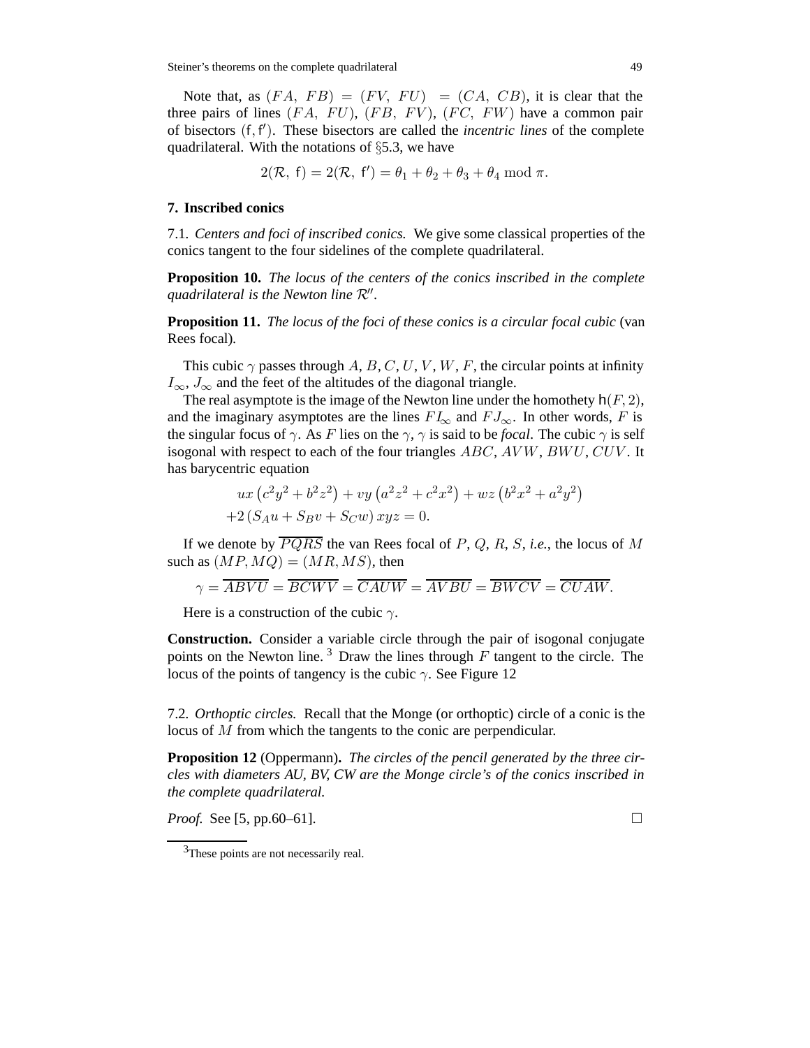Note that, as $(FA,\ FB) = (FV,\ FU) = (CA,\ CB)$, it is clear that the three pairs of lines $(FA,\ FU)$, $(FB,\ FV)$, $(FC,\ FW)$ have a common pair of bisectors $(\mathsf{f}, \mathsf{f}')$. These bisectors are called the *incentric lines* of the complete quadrilateral. With the notations of §5.3, we have

$$2(\mathcal{R},\ \mathsf{f}) = 2(\mathcal{R},\ \mathsf{f}') = \theta_1 + \theta_2 + \theta_3 + \theta_4 \bmod \pi.$$

## 7. Inscribed conics

7.1. *Centers and foci of inscribed conics.* We give some classical properties of the conics tangent to the four sidelines of the complete quadrilateral.

**Proposition 10.** *The locus of the centers of the conics inscribed in the complete quadrilateral is the Newton line $\mathcal{R}''$.*

**Proposition 11.** *The locus of the foci of these conics is a circular focal cubic* (van Rees focal).

This cubic $\gamma$ passes through $A, B, C, U, V, W, F$, the circular points at infinity $I_\infty$, $J_\infty$ and the feet of the altitudes of the diagonal triangle.

The real asymptote is the image of the Newton line under the homothety $\mathsf{h}(F, 2)$, and the imaginary asymptotes are the lines $FI_\infty$ and $FJ_\infty$. In other words, $F$ is the singular focus of $\gamma$. As $F$ lies on the $\gamma$, $\gamma$ is said to be *focal*. The cubic $\gamma$ is self isogonal with respect to each of the four triangles $ABC$, $AVW$, $BWU$, $CUV$. It has barycentric equation

$$\begin{aligned}&ux\left(c^2y^2 + b^2z^2\right) + vy\left(a^2z^2 + c^2x^2\right) + wz\left(b^2x^2 + a^2y^2\right)\\ &+2\left(S_Au + S_Bv + S_Cw\right)xyz = 0.\end{aligned}$$

If we denote by $\overline{PQRS}$ the van Rees focal of $P$, $Q$, $R$, $S$, *i.e.*, the locus of $M$ such as $(MP, MQ) = (MR, MS)$, then

$$\gamma = \overline{ABVU} = \overline{BCWV} = \overline{CAUW} = \overline{AVBU} = \overline{BWCV} = \overline{CUAW}.$$

Here is a construction of the cubic $\gamma$.

**Construction.** Consider a variable circle through the pair of isogonal conjugate points on the Newton line. [3] Draw the lines through $F$ tangent to the circle. The locus of the points of tangency is the cubic $\gamma$. See Figure 12

7.2. *Orthoptic circles.* Recall that the Monge (or orthoptic) circle of a conic is the locus of $M$ from which the tangents to the conic are perpendicular.

**Proposition 12** (Oppermann)**.** *The circles of the pencil generated by the three circles with diameters AU, BV, CW are the Monge circle's of the conics inscribed in the complete quadrilateral.*

*Proof.* See [5, pp.60–61]. □

[3] These points are not necessarily real.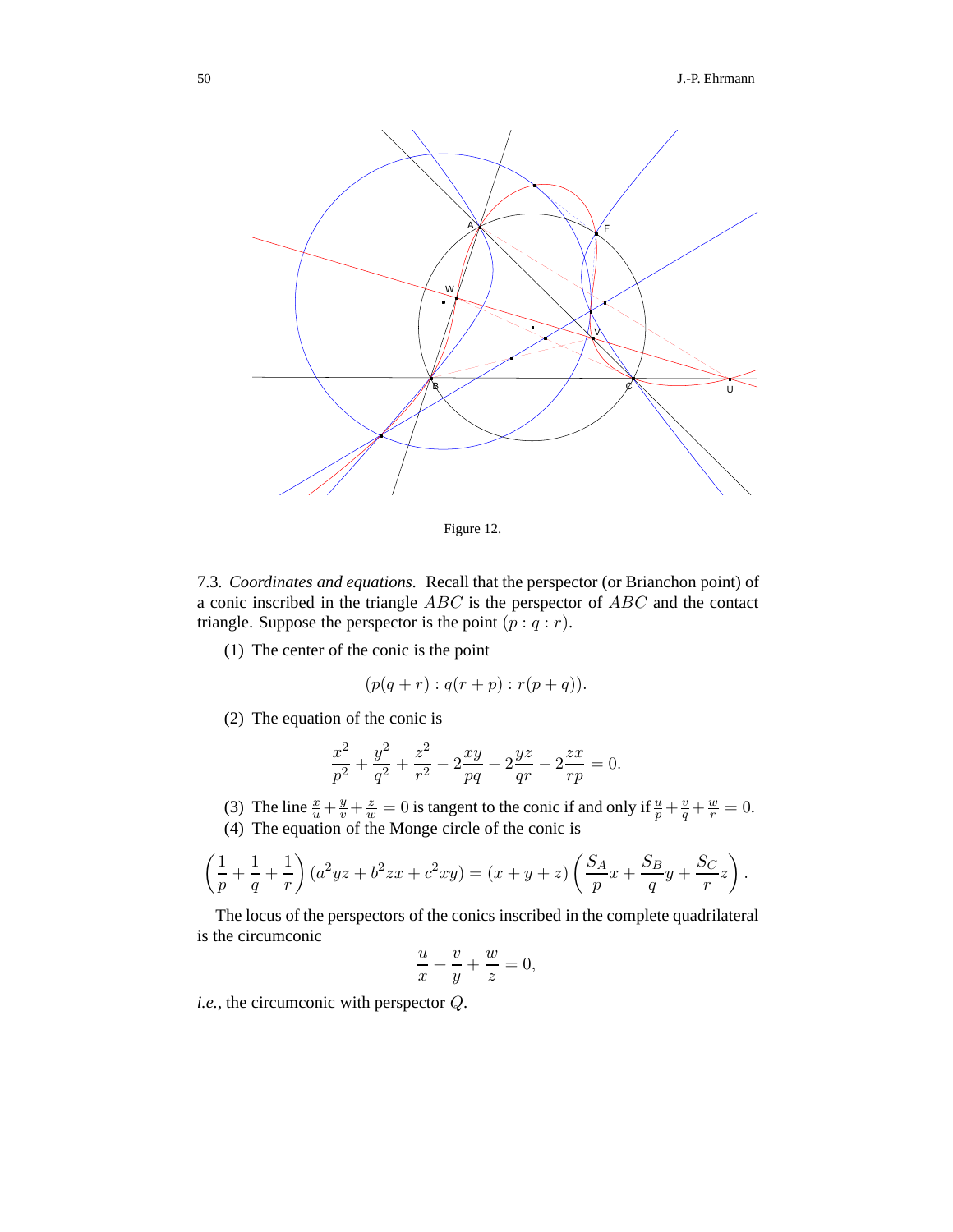Figure 12.

7.3. *Coordinates and equations.* Recall that the perspector (or Brianchon point) of a conic inscribed in the triangle $ABC$ is the perspector of $ABC$ and the contact triangle. Suppose the perspector is the point $(p : q : r)$.

(1) The center of the conic is the point

$$(p(q+r) : q(r+p) : r(p+q)).$$

(2) The equation of the conic is

$$\frac{x^2}{p^2} + \frac{y^2}{q^2} + \frac{z^2}{r^2} - 2\frac{xy}{pq} - 2\frac{yz}{qr} - 2\frac{zx}{rp} = 0.$$

(3) The line $\frac{x}{u} + \frac{y}{v} + \frac{z}{w} = 0$ is tangent to the conic if and only if $\frac{u}{p} + \frac{v}{q} + \frac{w}{r} = 0$.

(4) The equation of the Monge circle of the conic is

$$\left(\frac{1}{p} + \frac{1}{q} + \frac{1}{r}\right)(a^2yz + b^2zx + c^2xy) = (x+y+z)\left(\frac{S_A}{p}x + \frac{S_B}{q}y + \frac{S_C}{r}z\right).$$

The locus of the perspectors of the conics inscribed in the complete quadrilateral is the circumconic

$$\frac{u}{x} + \frac{v}{y} + \frac{w}{z} = 0,$$

*i.e.*, the circumconic with perspector $Q$.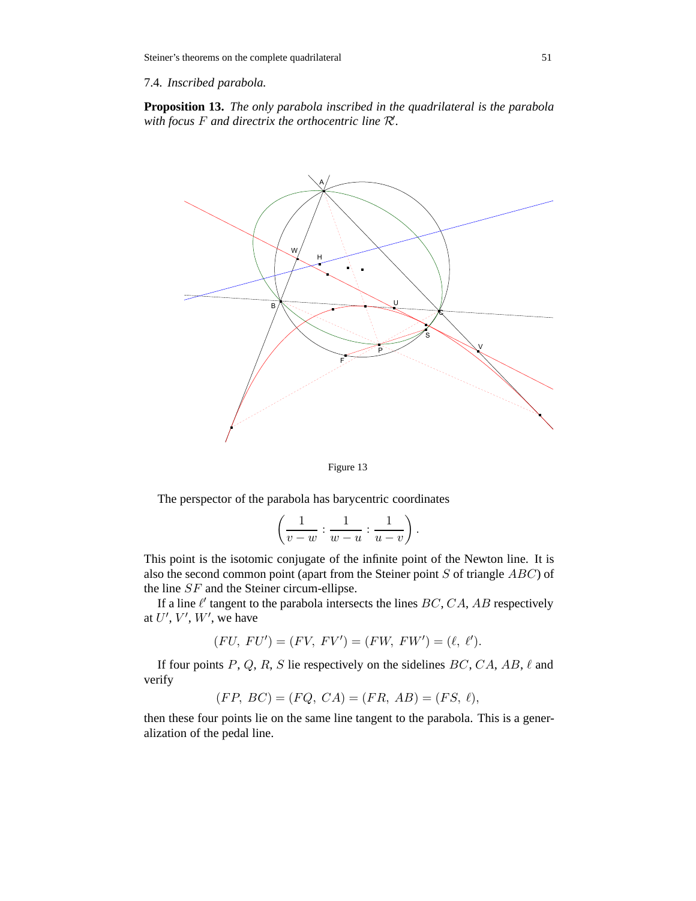### 7.4. *Inscribed parabola.*

**Proposition 13.** *The only parabola inscribed in the quadrilateral is the parabola with focus $F$ and directrix the orthocentric line $\mathcal{R}'$.*

Figure 13

The perspector of the parabola has barycentric coordinates

$$\left(\frac{1}{v-w} : \frac{1}{w-u} : \frac{1}{u-v}\right).$$

This point is the isotomic conjugate of the infinite point of the Newton line. It is also the second common point (apart from the Steiner point $S$ of triangle $ABC$) of the line $SF$ and the Steiner circum-ellipse.

If a line $\ell'$ tangent to the parabola intersects the lines $BC$, $CA$, $AB$ respectively at $U'$, $V'$, $W'$, we have

$$(FU,\ FU') = (FV,\ FV') = (FW,\ FW') = (\ell,\ \ell').$$

If four points $P$, $Q$, $R$, $S$ lie respectively on the sidelines $BC$, $CA$, $AB$, $\ell$ and verify

$$(FP,\ BC) = (FQ,\ CA) = (FR,\ AB) = (FS,\ \ell),$$

then these four points lie on the same line tangent to the parabola. This is a generalization of the pedal line.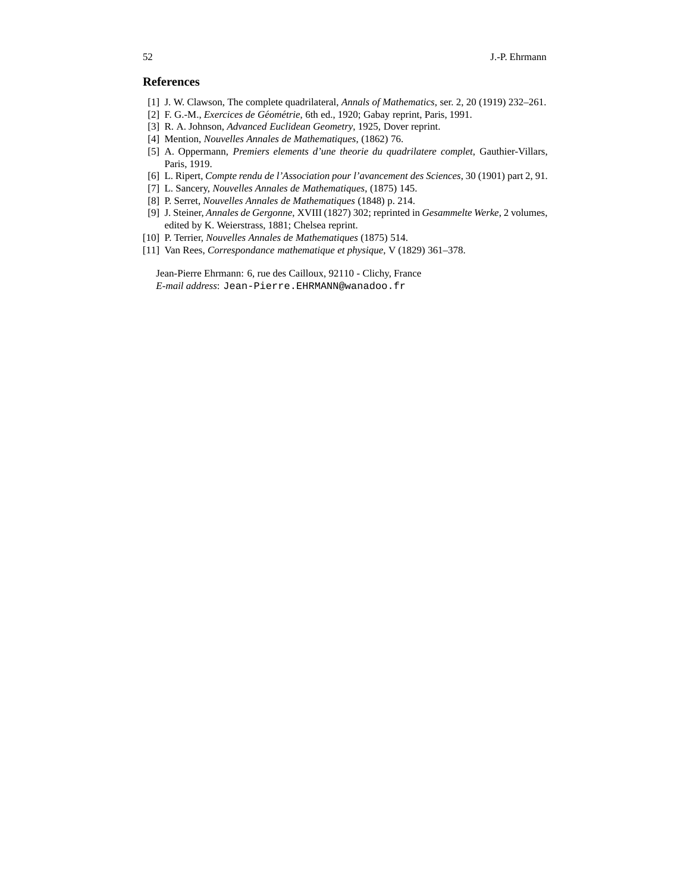## References

[1] J. W. Clawson, The complete quadrilateral, *Annals of Mathematics*, ser. 2, 20 (1919) 232–261.
[2] F. G.-M., *Exercices de Géométrie*, 6th ed., 1920; Gabay reprint, Paris, 1991.
[3] R. A. Johnson, *Advanced Euclidean Geometry*, 1925, Dover reprint.
[4] Mention, *Nouvelles Annales de Mathematiques*, (1862) 76.
[5] A. Oppermann, *Premiers elements d'une theorie du quadrilatere complet*, Gauthier-Villars, Paris, 1919.
[6] L. Ripert, *Compte rendu de l'Association pour l'avancement des Sciences*, 30 (1901) part 2, 91.
[7] L. Sancery, *Nouvelles Annales de Mathematiques*, (1875) 145.
[8] P. Serret, *Nouvelles Annales de Mathematiques* (1848) p. 214.
[9] J. Steiner, *Annales de Gergonne*, XVIII (1827) 302; reprinted in *Gesammelte Werke*, 2 volumes, edited by K. Weierstrass, 1881; Chelsea reprint.
[10] P. Terrier, *Nouvelles Annales de Mathematiques* (1875) 514.
[11] Van Rees, *Correspondance mathematique et physique*, V (1829) 361–378.

Jean-Pierre Ehrmann: 6, rue des Cailloux, 92110 - Clichy, France
*E-mail address*: `Jean-Pierre.EHRMANN@wanadoo.fr`